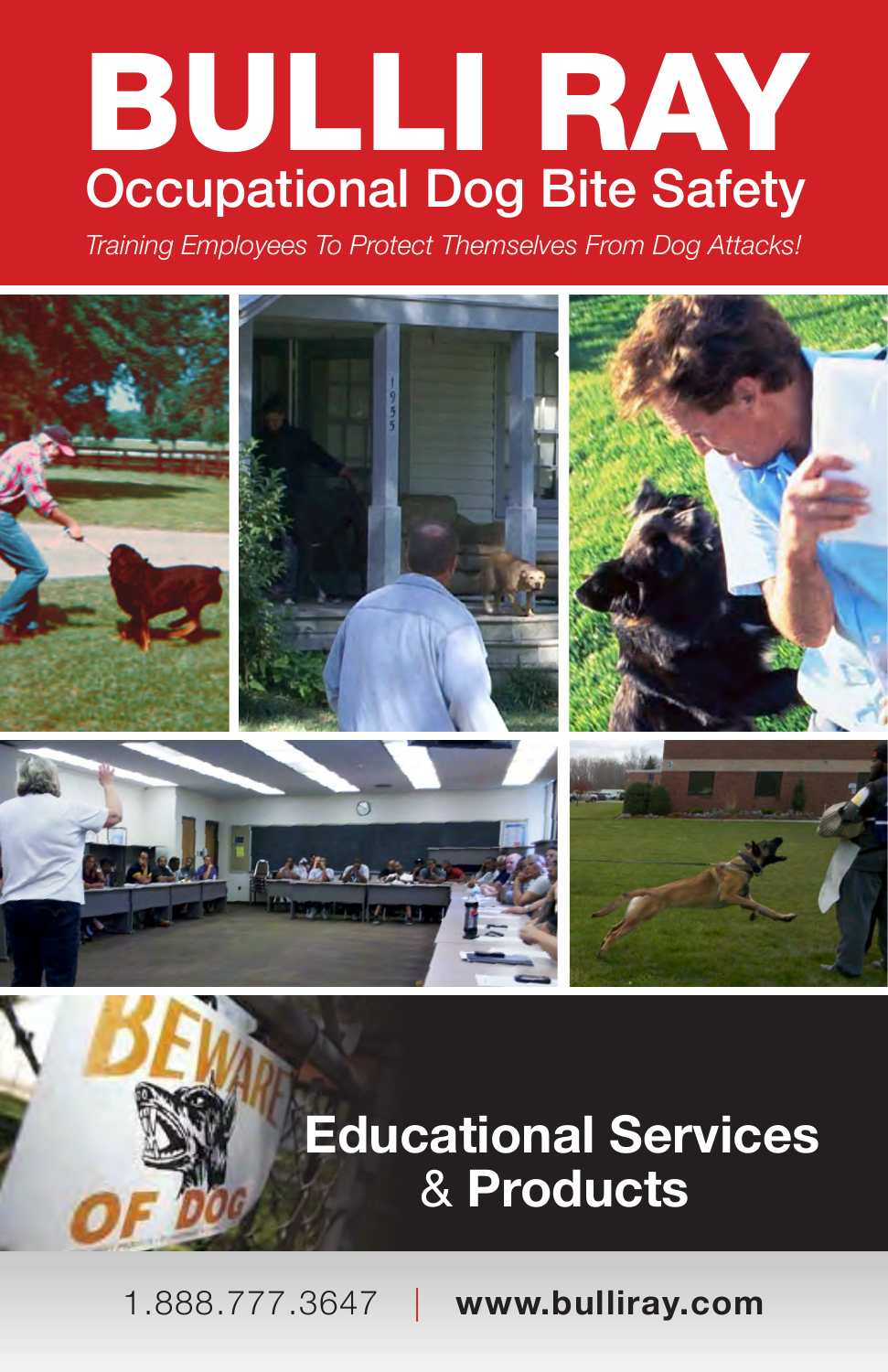# BULLI RAY

## Occupational Dog Bite Safety

*Training Employees To Protect Themselves From Dog Attacks!*

## Educational Services & Products

1.888.777.3647 | **www.bulliray.com**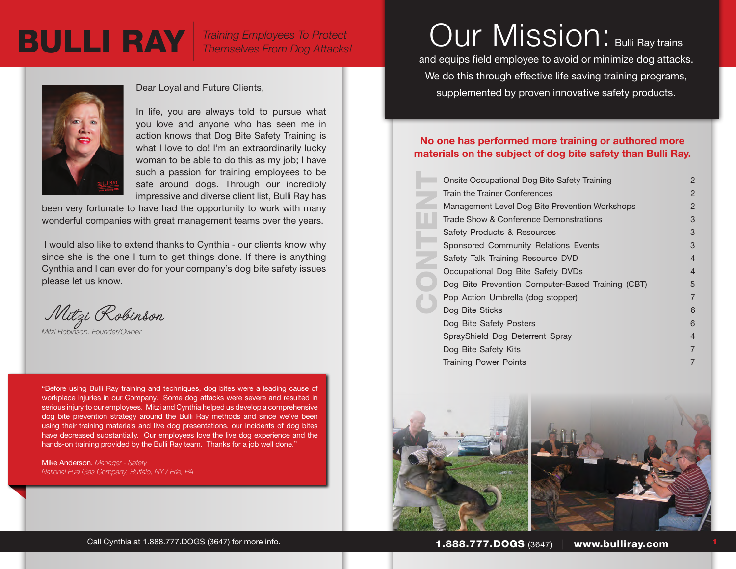# BULLI RAY

*Training Employees To Protect Themselves From Dog Attacks!*

Dear Loyal and Future Clients,

In life, you are always told to pursue what you love and anyone who has seen me in action knows that Dog Bite Safety Training is what I love to do! I'm an extraordinarily lucky woman to be able to do this as my job; I have such a passion for training employees to be safe around dogs. Through our incredibly impressive and diverse client list, Bulli Ray has been very fortunate to have had the opportunity to work with many wonderful companies with great management teams over the years.

I would also like to extend thanks to Cynthia - our clients know why since she is the one I turn to get things done. If there is anything Cynthia and I can ever do for your company's dog bite safety issues please let us know.

*Mitzi Robinson*

*Mitzi Robinson, Founder/Owner*

> "Before using Bulli Ray training and techniques, dog bites were a leading cause of workplace injuries in our Company. Some dog attacks were severe and resulted in serious injury to our employees. Mitzi and Cynthia helped us develop a comprehensive dog bite prevention strategy around the Bulli Ray methods and since we've been using their training materials and live dog presentations, our incidents of dog bites have decreased substantially. Our employees love the live dog experience and the hands-on training provided by the Bulli Ray team. Thanks for a job well done."
>
> Mike Anderson, *Manager - Safety*
> *National Fuel Gas Company, Buffalo, NY / Erie, PA*

Call Cynthia at 1.888.777.DOGS (3647) for more info.

# Our Mission:

Bulli Ray trains and equips field employee to avoid or minimize dog attacks. We do this through effective life saving training programs, supplemented by proven innovative safety products.

**No one has performed more training or authored more materials on the subject of dog bite safety than Bulli Ray.**

## CONTENT

| | |
|---|---|
| Onsite Occupational Dog Bite Safety Training | 2 |
| Train the Trainer Conferences | 2 |
| Management Level Dog Bite Prevention Workshops | 2 |
| Trade Show & Conference Demonstrations | 3 |
| Safety Products & Resources | 3 |
| Sponsored Community Relations Events | 3 |
| Safety Talk Training Resource DVD | 4 |
| Occupational Dog Bite Safety DVDs | 4 |
| Dog Bite Prevention Computer-Based Training (CBT) | 5 |
| Pop Action Umbrella (dog stopper) | 7 |
| Dog Bite Sticks | 6 |
| Dog Bite Safety Posters | 6 |
| SprayShield Dog Deterrent Spray | 4 |
| Dog Bite Safety Kits | 7 |
| Training Power Points | 7 |

**1.888.777.DOGS** (3647) | **www.bulliray.com**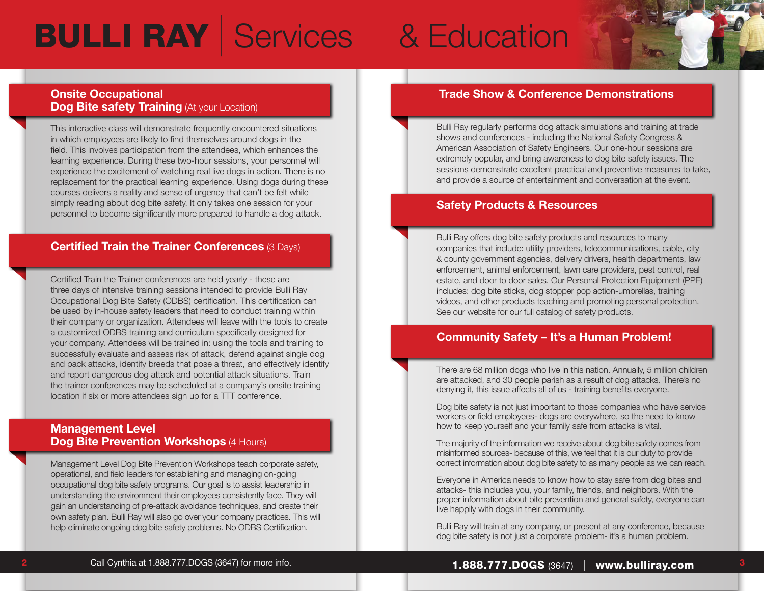# BULLI RAY Services & Education

## Onsite Occupational Dog Bite safety Training (At your Location)

This interactive class will demonstrate frequently encountered situations in which employees are likely to find themselves around dogs in the field. This involves participation from the attendees, which enhances the learning experience. During these two-hour sessions, your personnel will experience the excitement of watching real live dogs in action. There is no replacement for the practical learning experience. Using dogs during these courses delivers a reality and sense of urgency that can't be felt while simply reading about dog bite safety. It only takes one session for your personnel to become significantly more prepared to handle a dog attack.

## Certified Train the Trainer Conferences (3 Days)

Certified Train the Trainer conferences are held yearly - these are three days of intensive training sessions intended to provide Bulli Ray Occupational Dog Bite Safety (ODBS) certification. This certification can be used by in-house safety leaders that need to conduct training within their company or organization. Attendees will leave with the tools to create a customized ODBS training and curriculum specifically designed for your company. Attendees will be trained in: using the tools and training to successfully evaluate and assess risk of attack, defend against single dog and pack attacks, identify breeds that pose a threat, and effectively identify and report dangerous dog attack and potential attack situations. Train the trainer conferences may be scheduled at a company's onsite training location if six or more attendees sign up for a TTT conference.

## Management Level Dog Bite Prevention Workshops (4 Hours)

Management Level Dog Bite Prevention Workshops teach corporate safety, operational, and field leaders for establishing and managing on-going occupational dog bite safety programs. Our goal is to assist leadership in understanding the environment their employees consistently face. They will gain an understanding of pre-attack avoidance techniques, and create their own safety plan. Bulli Ray will also go over your company practices. This will help eliminate ongoing dog bite safety problems. No ODBS Certification.

## Trade Show & Conference Demonstrations

Bulli Ray regularly performs dog attack simulations and training at trade shows and conferences - including the National Safety Congress & American Association of Safety Engineers. Our one-hour sessions are extremely popular, and bring awareness to dog bite safety issues. The sessions demonstrate excellent practical and preventive measures to take, and provide a source of entertainment and conversation at the event.

## Safety Products & Resources

Bulli Ray offers dog bite safety products and resources to many companies that include: utility providers, telecommunications, cable, city & county government agencies, delivery drivers, health departments, law enforcement, animal enforcement, lawn care providers, pest control, real estate, and door to door sales. Our Personal Protection Equipment (PPE) includes: dog bite sticks, dog stopper pop action-umbrellas, training videos, and other products teaching and promoting personal protection. See our website for our full catalog of safety products.

## Community Safety – It's a Human Problem!

There are 68 million dogs who live in this nation. Annually, 5 million children are attacked, and 30 people parish as a result of dog attacks. There's no denying it, this issue affects all of us - training benefits everyone.

Dog bite safety is not just important to those companies who have service workers or field employees- dogs are everywhere, so the need to know how to keep yourself and your family safe from attacks is vital.

The majority of the information we receive about dog bite safety comes from misinformed sources- because of this, we feel that it is our duty to provide correct information about dog bite safety to as many people as we can reach.

Everyone in America needs to know how to stay safe from dog bites and attacks- this includes you, your family, friends, and neighbors. With the proper information about bite prevention and general safety, everyone can live happily with dogs in their community.

Bulli Ray will train at any company, or present at any conference, because dog bite safety is not just a corporate problem- it's a human problem.

Call Cynthia at 1.888.777.DOGS (3647) for more info.

**1.888.777.DOGS** (3647) | **www.bulliray.com**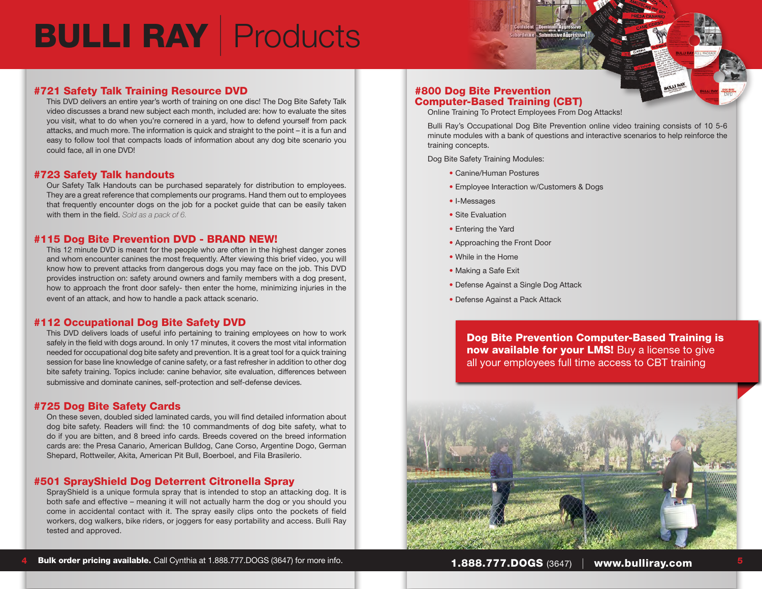# BULLI RAY | Products

## #721 Safety Talk Training Resource DVD

This DVD delivers an entire year's worth of training on one disc! The Dog Bite Safety Talk video discusses a brand new subject each month, included are: how to evaluate the sites you visit, what to do when you're cornered in a yard, how to defend yourself from pack attacks, and much more. The information is quick and straight to the point – it is a fun and easy to follow tool that compacts loads of information about any dog bite scenario you could face, all in one DVD!

## #723 Safety Talk handouts

Our Safety Talk Handouts can be purchased separately for distribution to employees. They are a great reference that complements our programs. Hand them out to employees that frequently encounter dogs on the job for a pocket guide that can be easily taken with them in the field. *Sold as a pack of 6.*

## #115 Dog Bite Prevention DVD - BRAND NEW!

This 12 minute DVD is meant for the people who are often in the highest danger zones and whom encounter canines the most frequently. After viewing this brief video, you will know how to prevent attacks from dangerous dogs you may face on the job. This DVD provides instruction on: safety around owners and family members with a dog present, how to approach the front door safely- then enter the home, minimizing injuries in the event of an attack, and how to handle a pack attack scenario.

## #112 Occupational Dog Bite Safety DVD

This DVD delivers loads of useful info pertaining to training employees on how to work safely in the field with dogs around. In only 17 minutes, it covers the most vital information needed for occupational dog bite safety and prevention. It is a great tool for a quick training session for base line knowledge of canine safety, or a fast refresher in addition to other dog bite safety training. Topics include: canine behavior, site evaluation, differences between submissive and dominate canines, self-protection and self-defense devices.

## #725 Dog Bite Safety Cards

On these seven, doubled sided laminated cards, you will find detailed information about dog bite safety. Readers will find: the 10 commandments of dog bite safety, what to do if you are bitten, and 8 breed info cards. Breeds covered on the breed information cards are: the Presa Canario, American Bulldog, Cane Corso, Argentine Dogo, German Shepard, Rottweiler, Akita, American Pit Bull, Boerboel, and Fila Brasilerio.

## #501 SprayShield Dog Deterrent Citronella Spray

SprayShield is a unique formula spray that is intended to stop an attacking dog. It is both safe and effective – meaning it will not actually harm the dog or you should you come in accidental contact with it. The spray easily clips onto the pockets of field workers, dog walkers, bike riders, or joggers for easy portability and access. Bulli Ray tested and approved.

**Bulk order pricing available.** Call Cynthia at 1.888.777.DOGS (3647) for more info.

## #800 Dog Bite Prevention Computer-Based Training (CBT)

Online Training To Protect Employees From Dog Attacks!

Bulli Ray's Occupational Dog Bite Prevention online video training consists of 10 5-6 minute modules with a bank of questions and interactive scenarios to help reinforce the training concepts.

Dog Bite Safety Training Modules:

- Canine/Human Postures
- Employee Interaction w/Customers & Dogs
- I-Messages
- Site Evaluation
- Entering the Yard
- Approaching the Front Door
- While in the Home
- Making a Safe Exit
- Defense Against a Single Dog Attack
- Defense Against a Pack Attack

**Dog Bite Prevention Computer-Based Training is now available for your LMS!** Buy a license to give all your employees full time access to CBT training

**1.888.777.DOGS** (3647) | **www.bulliray.com**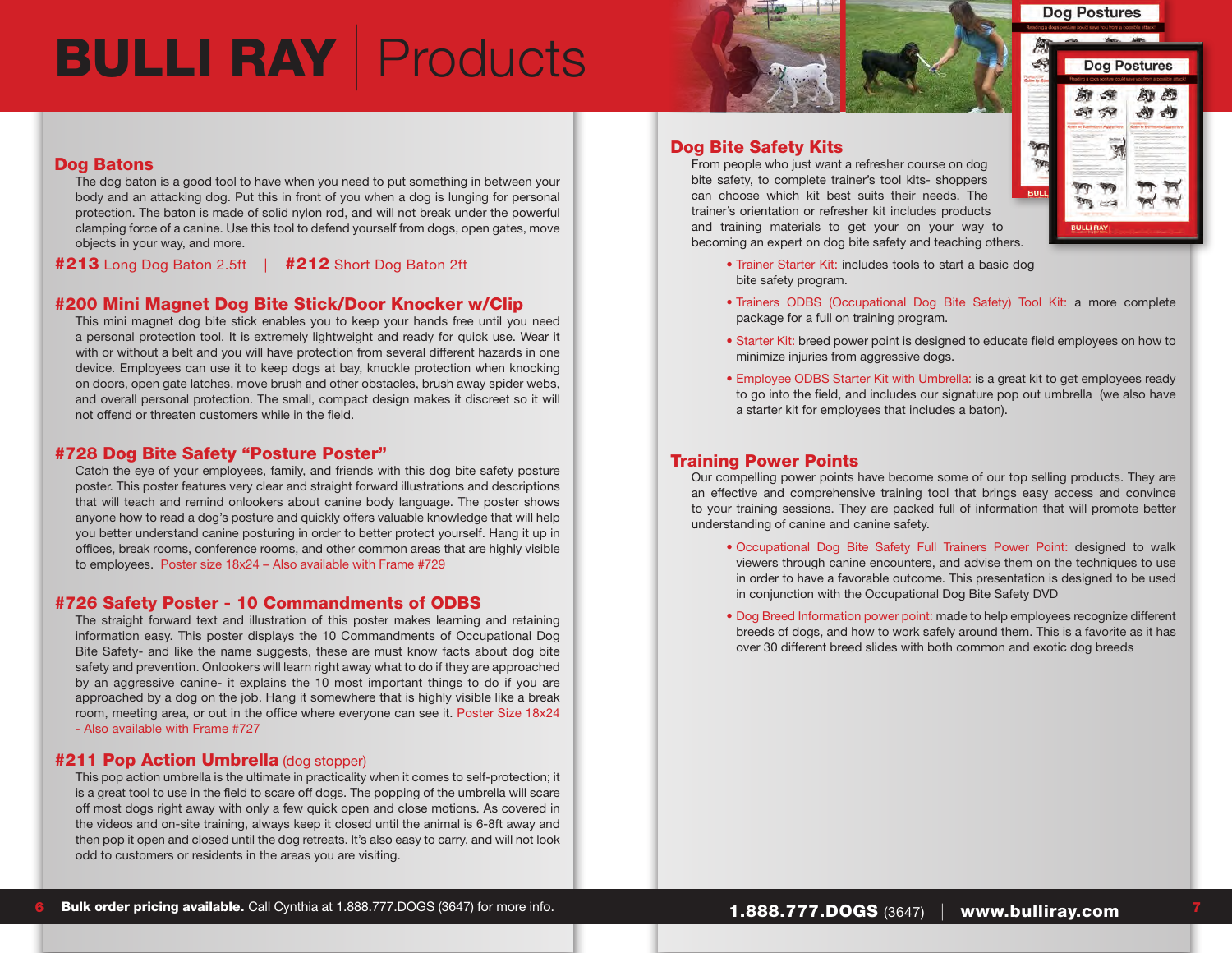# BULLI RAY | Products

## Dog Batons

The dog baton is a good tool to have when you need to put something in between your body and an attacking dog. Put this in front of you when a dog is lunging for personal protection. The baton is made of solid nylon rod, and will not break under the powerful clamping force of a canine. Use this tool to defend yourself from dogs, open gates, move objects in your way, and more.

**#213** Long Dog Baton 2.5ft | **#212** Short Dog Baton 2ft

## #200 Mini Magnet Dog Bite Stick/Door Knocker w/Clip

This mini magnet dog bite stick enables you to keep your hands free until you need a personal protection tool. It is extremely lightweight and ready for quick use. Wear it with or without a belt and you will have protection from several different hazards in one device. Employees can use it to keep dogs at bay, knuckle protection when knocking on doors, open gate latches, move brush and other obstacles, brush away spider webs, and overall personal protection. The small, compact design makes it discreet so it will not offend or threaten customers while in the field.

## #728 Dog Bite Safety "Posture Poster"

Catch the eye of your employees, family, and friends with this dog bite safety posture poster. This poster features very clear and straight forward illustrations and descriptions that will teach and remind onlookers about canine body language. The poster shows anyone how to read a dog's posture and quickly offers valuable knowledge that will help you better understand canine posturing in order to better protect yourself. Hang it up in offices, break rooms, conference rooms, and other common areas that are highly visible to employees. Poster size 18x24 – Also available with Frame #729

## #726 Safety Poster - 10 Commandments of ODBS

The straight forward text and illustration of this poster makes learning and retaining information easy. This poster displays the 10 Commandments of Occupational Dog Bite Safety- and like the name suggests, these are must know facts about dog bite safety and prevention. Onlookers will learn right away what to do if they are approached by an aggressive canine- it explains the 10 most important things to do if you are approached by a dog on the job. Hang it somewhere that is highly visible like a break room, meeting area, or out in the office where everyone can see it. Poster Size 18x24 - Also available with Frame #727

## #211 Pop Action Umbrella (dog stopper)

This pop action umbrella is the ultimate in practicality when it comes to self-protection; it is a great tool to use in the field to scare off dogs. The popping of the umbrella will scare off most dogs right away with only a few quick open and close motions. As covered in the videos and on-site training, always keep it closed until the animal is 6-8ft away and then pop it open and closed until the dog retreats. It's also easy to carry, and will not look odd to customers or residents in the areas you are visiting.

**Bulk order pricing available.** Call Cynthia at 1.888.777.DOGS (3647) for more info.

## Dog Bite Safety Kits

From people who just want a refresher course on dog bite safety, to complete trainer's tool kits- shoppers can choose which kit best suits their needs. The trainer's orientation or refresher kit includes products and training materials to get your on your way to becoming an expert on dog bite safety and teaching others.

- Trainer Starter Kit: includes tools to start a basic dog bite safety program.
- Trainers ODBS (Occupational Dog Bite Safety) Tool Kit: a more complete package for a full on training program.
- Starter Kit: breed power point is designed to educate field employees on how to minimize injuries from aggressive dogs.
- Employee ODBS Starter Kit with Umbrella: is a great kit to get employees ready to go into the field, and includes our signature pop out umbrella (we also have a starter kit for employees that includes a baton).

## Training Power Points

Our compelling power points have become some of our top selling products. They are an effective and comprehensive training tool that brings easy access and convince to your training sessions. They are packed full of information that will promote better understanding of canine and canine safety.

- Occupational Dog Bite Safety Full Trainers Power Point: designed to walk viewers through canine encounters, and advise them on the techniques to use in order to have a favorable outcome. This presentation is designed to be used in conjunction with the Occupational Dog Bite Safety DVD
- Dog Breed Information power point: made to help employees recognize different breeds of dogs, and how to work safely around them. This is a favorite as it has over 30 different breed slides with both common and exotic dog breeds

**1.888.777.DOGS** (3647) | **www.bulliray.com**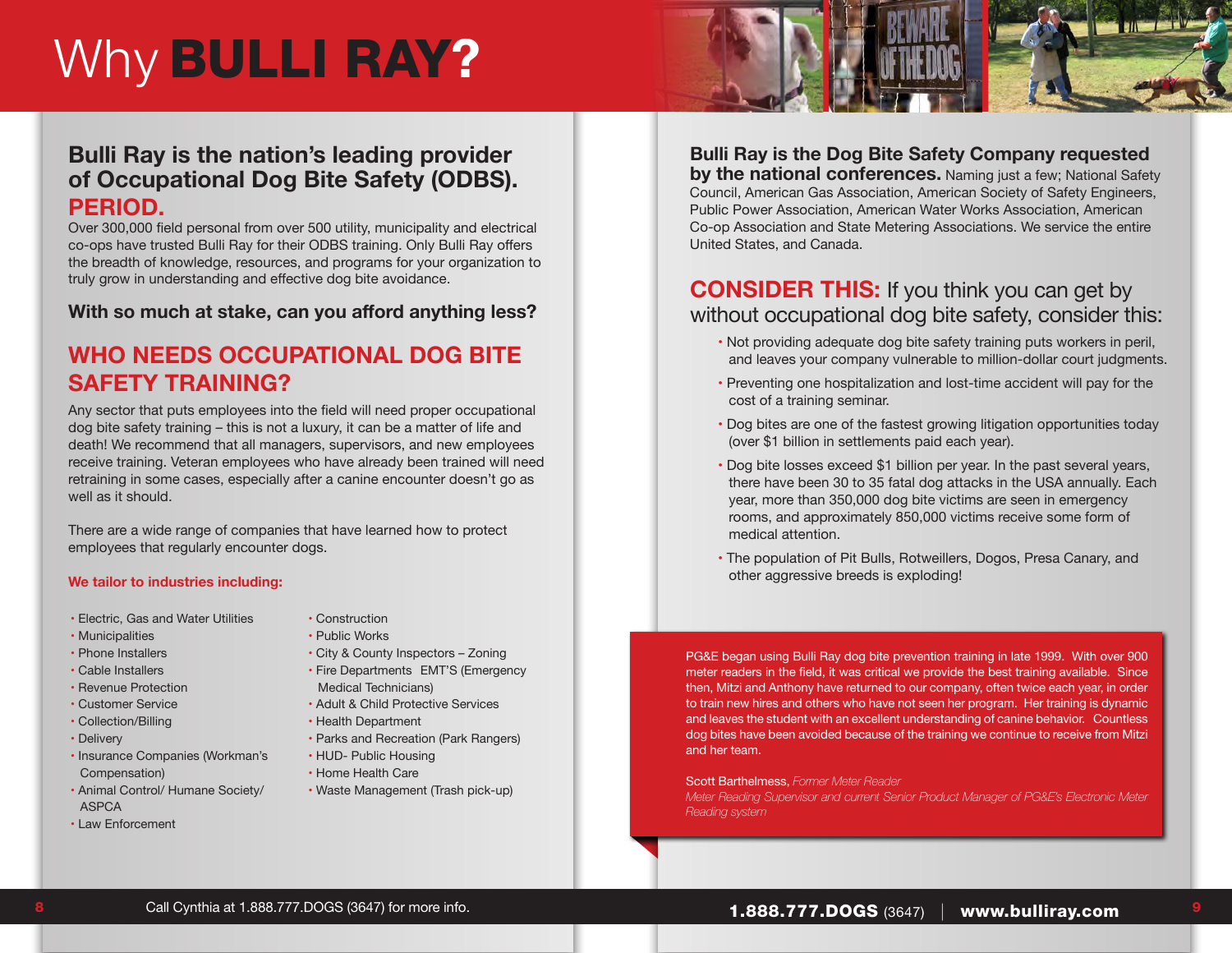# Why BULLI RAY?

## Bulli Ray is the nation's leading provider of Occupational Dog Bite Safety (ODBS). PERIOD.

Over 300,000 field personal from over 500 utility, municipality and electrical co-ops have trusted Bulli Ray for their ODBS training. Only Bulli Ray offers the breadth of knowledge, resources, and programs for your organization to truly grow in understanding and effective dog bite avoidance.

**With so much at stake, can you afford anything less?**

## WHO NEEDS OCCUPATIONAL DOG BITE SAFETY TRAINING?

Any sector that puts employees into the field will need proper occupational dog bite safety training – this is not a luxury, it can be a matter of life and death! We recommend that all managers, supervisors, and new employees receive training. Veteran employees who have already been trained will need retraining in some cases, especially after a canine encounter doesn't go as well as it should.

There are a wide range of companies that have learned how to protect employees that regularly encounter dogs.

**We tailor to industries including:**

- Electric, Gas and Water Utilities
- Municipalities
- Phone Installers
- Cable Installers
- Revenue Protection
- Customer Service
- Collection/Billing
- Delivery
- Insurance Companies (Workman's Compensation)
- Animal Control/ Humane Society/ ASPCA
- Law Enforcement
- Construction
- Public Works
- City & County Inspectors – Zoning
- Fire Departments EMT'S (Emergency Medical Technicians)
- Adult & Child Protective Services
- Health Department
- Parks and Recreation (Park Rangers)
- HUD- Public Housing
- Home Health Care
- Waste Management (Trash pick-up)

Call Cynthia at 1.888.777.DOGS (3647) for more info.

## Bulli Ray is the Dog Bite Safety Company requested by the national conferences.

Naming just a few; National Safety Council, American Gas Association, American Society of Safety Engineers, Public Power Association, American Water Works Association, American Co-op Association and State Metering Associations. We service the entire United States, and Canada.

## CONSIDER THIS: If you think you can get by without occupational dog bite safety, consider this:

- Not providing adequate dog bite safety training puts workers in peril, and leaves your company vulnerable to million-dollar court judgments.
- Preventing one hospitalization and lost-time accident will pay for the cost of a training seminar.
- Dog bites are one of the fastest growing litigation opportunities today (over $1 billion in settlements paid each year).
- Dog bite losses exceed $1 billion per year. In the past several years, there have been 30 to 35 fatal dog attacks in the USA annually. Each year, more than 350,000 dog bite victims are seen in emergency rooms, and approximately 850,000 victims receive some form of medical attention.
- The population of Pit Bulls, Rotweillers, Dogos, Presa Canary, and other aggressive breeds is exploding!

PG&E began using Bulli Ray dog bite prevention training in late 1999. With over 900 meter readers in the field, it was critical we provide the best training available. Since then, Mitzi and Anthony have returned to our company, often twice each year, in order to train new hires and others who have not seen her program. Her training is dynamic and leaves the student with an excellent understanding of canine behavior. Countless dog bites have been avoided because of the training we continue to receive from Mitzi and her team.

Scott Barthelmess, *Former Meter Reader*
*Meter Reading Supervisor and current Senior Product Manager of PG&E's Electronic Meter Reading system*

**1.888.777.DOGS** (3647) | **www.bulliray.com**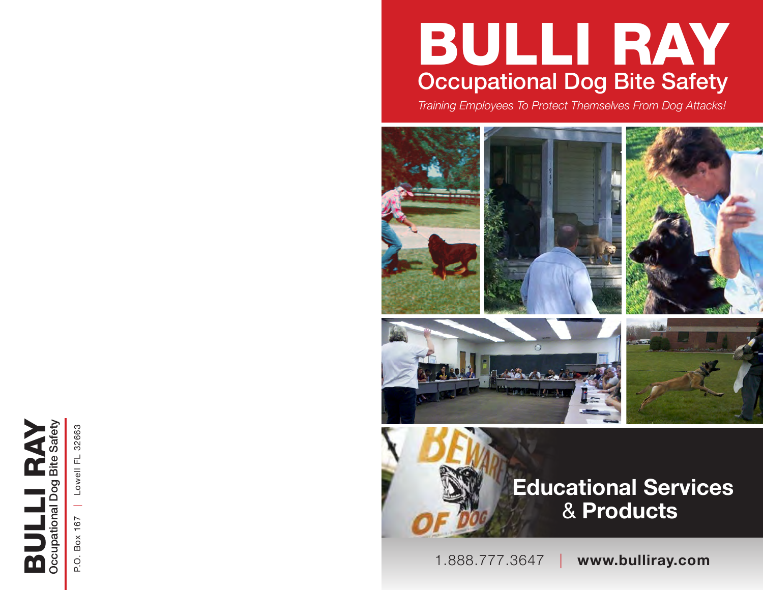# BULLI RAY

## Occupational Dog Bite Safety

*Training Employees To Protect Themselves From Dog Attacks!*

BEWARE OF DOG

## Educational Services & Products

1.888.777.3647 | **www.bulliray.com**

**BULLI RAY**
Occupational Dog Bite Safety

P.O. Box 167 | Lowell FL 32663